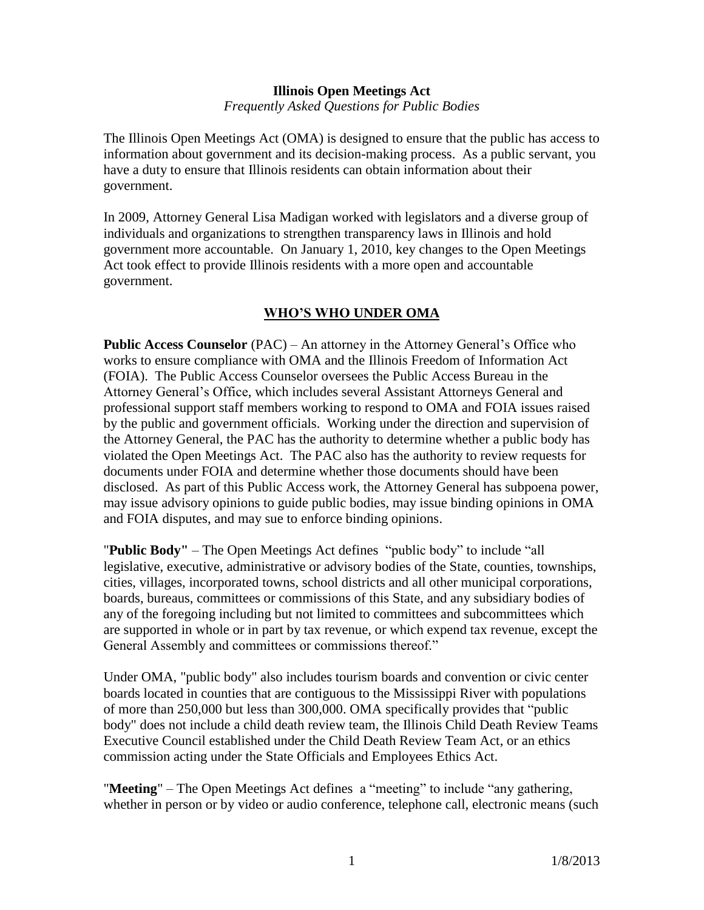# Illinois Open Meetings Act

*Frequently Asked Questions for Public Bodies*

The Illinois Open Meetings Act (OMA) is designed to ensure that the public has access to information about government and its decision-making process. As a public servant, you have a duty to ensure that Illinois residents can obtain information about their government.

In 2009, Attorney General Lisa Madigan worked with legislators and a diverse group of individuals and organizations to strengthen transparency laws in Illinois and hold government more accountable. On January 1, 2010, key changes to the Open Meetings Act took effect to provide Illinois residents with a more open and accountable government.

## WHO'S WHO UNDER OMA

**Public Access Counselor** (PAC) – An attorney in the Attorney General's Office who works to ensure compliance with OMA and the Illinois Freedom of Information Act (FOIA). The Public Access Counselor oversees the Public Access Bureau in the Attorney General's Office, which includes several Assistant Attorneys General and professional support staff members working to respond to OMA and FOIA issues raised by the public and government officials. Working under the direction and supervision of the Attorney General, the PAC has the authority to determine whether a public body has violated the Open Meetings Act. The PAC also has the authority to review requests for documents under FOIA and determine whether those documents should have been disclosed. As part of this Public Access work, the Attorney General has subpoena power, may issue advisory opinions to guide public bodies, may issue binding opinions in OMA and FOIA disputes, and may sue to enforce binding opinions.

"**Public Body"** – The Open Meetings Act defines "public body" to include "all legislative, executive, administrative or advisory bodies of the State, counties, townships, cities, villages, incorporated towns, school districts and all other municipal corporations, boards, bureaus, committees or commissions of this State, and any subsidiary bodies of any of the foregoing including but not limited to committees and subcommittees which are supported in whole or in part by tax revenue, or which expend tax revenue, except the General Assembly and committees or commissions thereof."

Under OMA, "public body" also includes tourism boards and convention or civic center boards located in counties that are contiguous to the Mississippi River with populations of more than 250,000 but less than 300,000. OMA specifically provides that "public body" does not include a child death review team, the Illinois Child Death Review Teams Executive Council established under the Child Death Review Team Act, or an ethics commission acting under the State Officials and Employees Ethics Act.

"**Meeting**" – The Open Meetings Act defines a "meeting" to include "any gathering, whether in person or by video or audio conference, telephone call, electronic means (such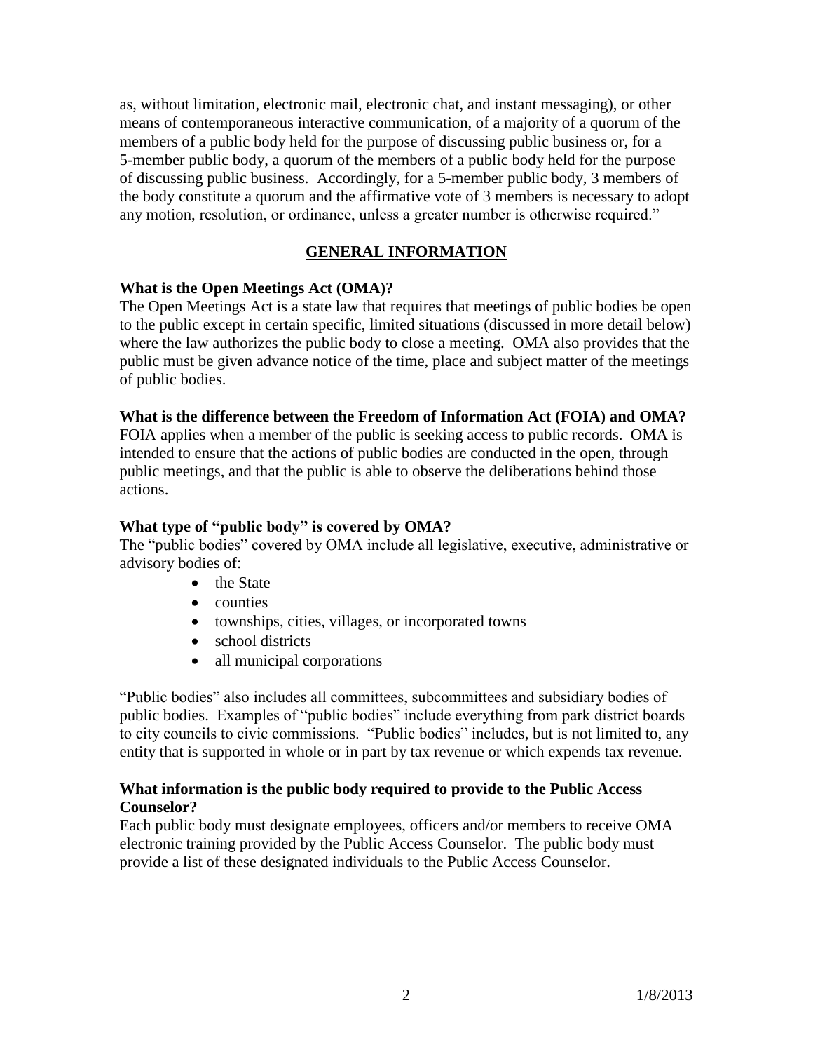as, without limitation, electronic mail, electronic chat, and instant messaging), or other means of contemporaneous interactive communication, of a majority of a quorum of the members of a public body held for the purpose of discussing public business or, for a 5-member public body, a quorum of the members of a public body held for the purpose of discussing public business. Accordingly, for a 5-member public body, 3 members of the body constitute a quorum and the affirmative vote of 3 members is necessary to adopt any motion, resolution, or ordinance, unless a greater number is otherwise required."

## GENERAL INFORMATION

**What is the Open Meetings Act (OMA)?**

The Open Meetings Act is a state law that requires that meetings of public bodies be open to the public except in certain specific, limited situations (discussed in more detail below) where the law authorizes the public body to close a meeting. OMA also provides that the public must be given advance notice of the time, place and subject matter of the meetings of public bodies.

**What is the difference between the Freedom of Information Act (FOIA) and OMA?**

FOIA applies when a member of the public is seeking access to public records. OMA is intended to ensure that the actions of public bodies are conducted in the open, through public meetings, and that the public is able to observe the deliberations behind those actions.

**What type of "public body" is covered by OMA?**

The "public bodies" covered by OMA include all legislative, executive, administrative or advisory bodies of:

- the State
- counties
- townships, cities, villages, or incorporated towns
- school districts
- all municipal corporations

"Public bodies" also includes all committees, subcommittees and subsidiary bodies of public bodies. Examples of "public bodies" include everything from park district boards to city councils to civic commissions. "Public bodies" includes, but is <u>not</u> limited to, any entity that is supported in whole or in part by tax revenue or which expends tax revenue.

**What information is the public body required to provide to the Public Access Counselor?**

Each public body must designate employees, officers and/or members to receive OMA electronic training provided by the Public Access Counselor. The public body must provide a list of these designated individuals to the Public Access Counselor.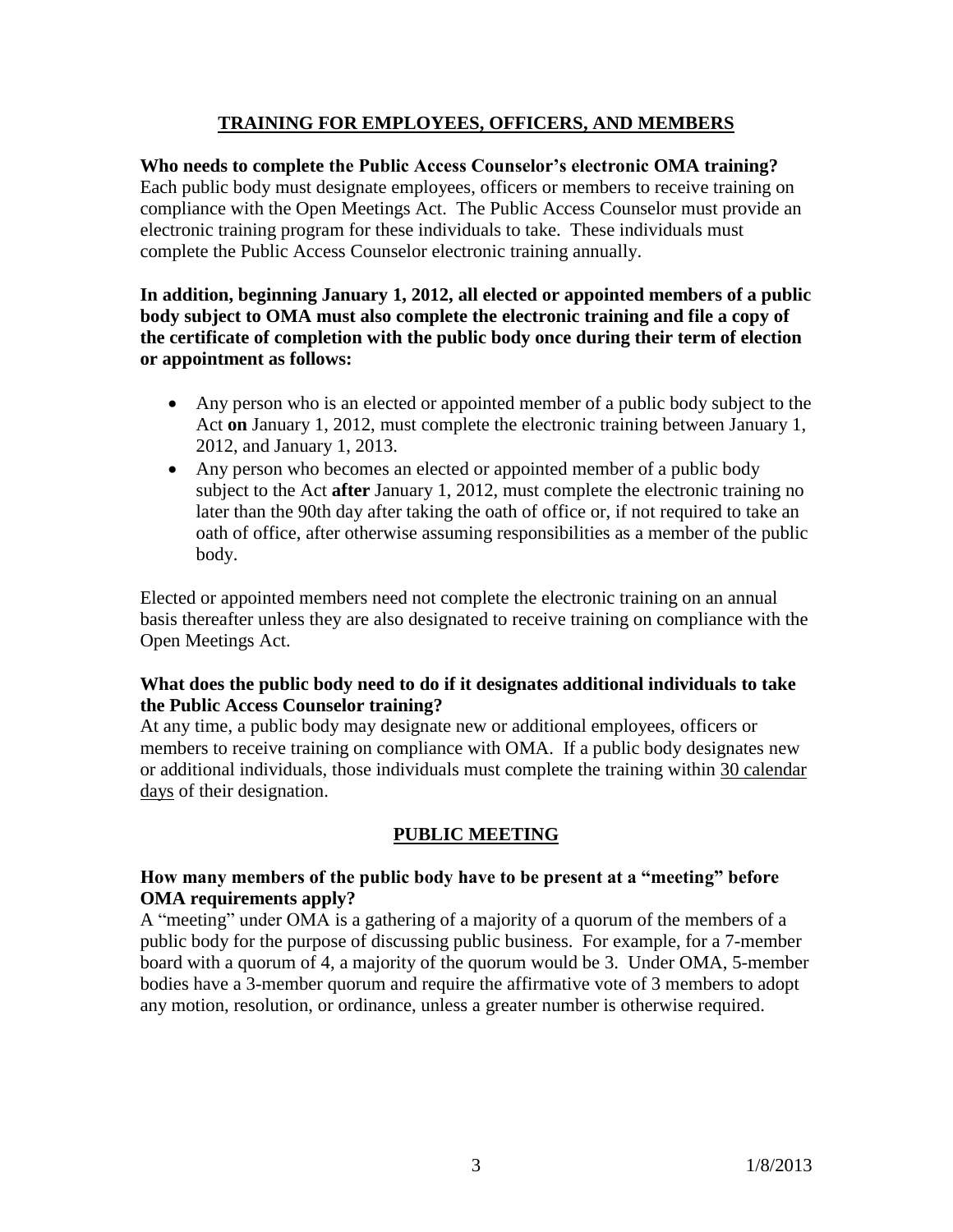## TRAINING FOR EMPLOYEES, OFFICERS, AND MEMBERS

**Who needs to complete the Public Access Counselor's electronic OMA training?**
Each public body must designate employees, officers or members to receive training on compliance with the Open Meetings Act. The Public Access Counselor must provide an electronic training program for these individuals to take. These individuals must complete the Public Access Counselor electronic training annually.

**In addition, beginning January 1, 2012, all elected or appointed members of a public body subject to OMA must also complete the electronic training and file a copy of the certificate of completion with the public body once during their term of election or appointment as follows:**

- Any person who is an elected or appointed member of a public body subject to the Act **on** January 1, 2012, must complete the electronic training between January 1, 2012, and January 1, 2013.
- Any person who becomes an elected or appointed member of a public body subject to the Act **after** January 1, 2012, must complete the electronic training no later than the 90th day after taking the oath of office or, if not required to take an oath of office, after otherwise assuming responsibilities as a member of the public body.

Elected or appointed members need not complete the electronic training on an annual basis thereafter unless they are also designated to receive training on compliance with the Open Meetings Act.

**What does the public body need to do if it designates additional individuals to take the Public Access Counselor training?**
At any time, a public body may designate new or additional employees, officers or members to receive training on compliance with OMA. If a public body designates new or additional individuals, those individuals must complete the training within <u>30 calendar days</u> of their designation.

## PUBLIC MEETING

**How many members of the public body have to be present at a "meeting" before OMA requirements apply?**
A "meeting" under OMA is a gathering of a majority of a quorum of the members of a public body for the purpose of discussing public business. For example, for a 7-member board with a quorum of 4, a majority of the quorum would be 3. Under OMA, 5-member bodies have a 3-member quorum and require the affirmative vote of 3 members to adopt any motion, resolution, or ordinance, unless a greater number is otherwise required.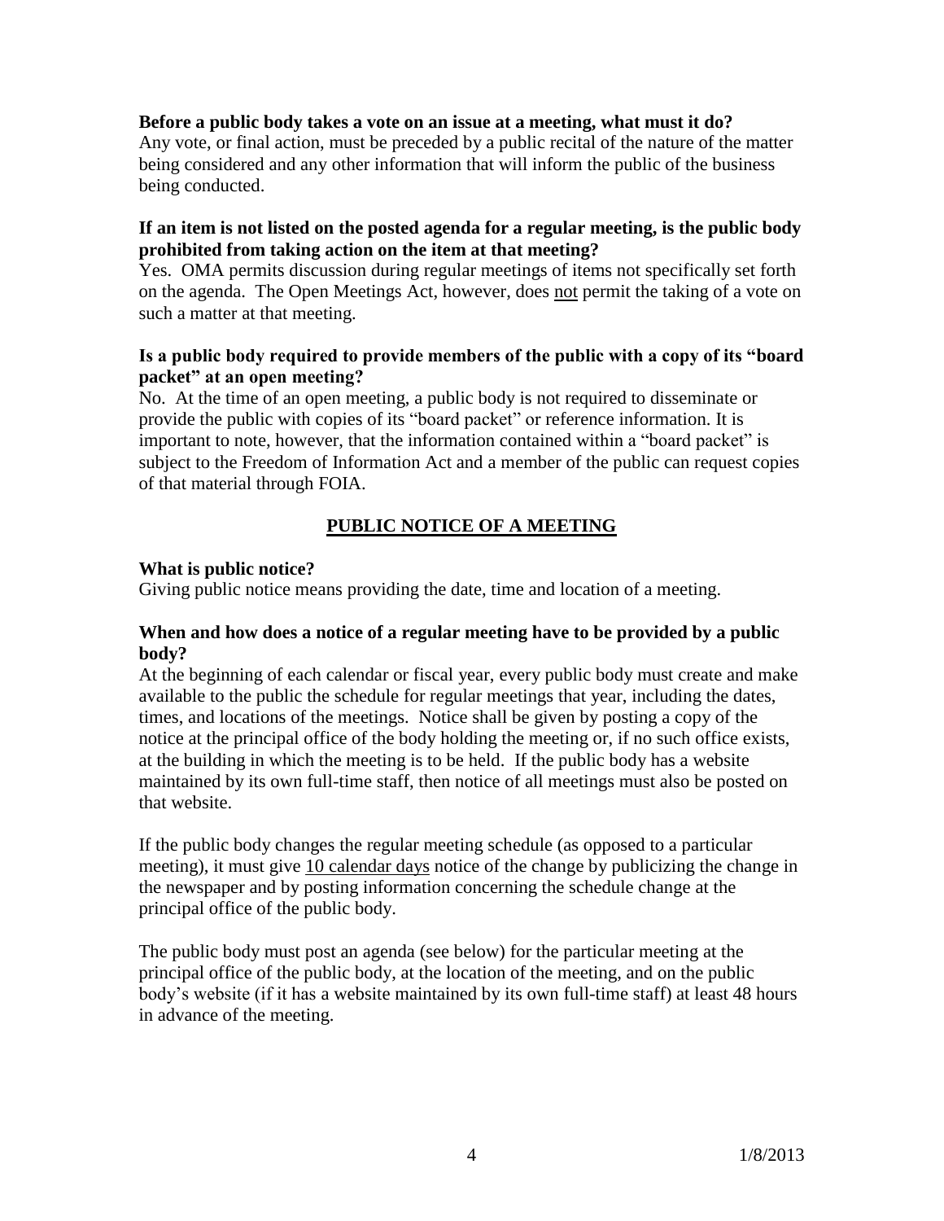**Before a public body takes a vote on an issue at a meeting, what must it do?**

Any vote, or final action, must be preceded by a public recital of the nature of the matter being considered and any other information that will inform the public of the business being conducted.

**If an item is not listed on the posted agenda for a regular meeting, is the public body prohibited from taking action on the item at that meeting?**

Yes. OMA permits discussion during regular meetings of items not specifically set forth on the agenda. The Open Meetings Act, however, does <u>not</u> permit the taking of a vote on such a matter at that meeting.

**Is a public body required to provide members of the public with a copy of its "board packet" at an open meeting?**

No. At the time of an open meeting, a public body is not required to disseminate or provide the public with copies of its "board packet" or reference information. It is important to note, however, that the information contained within a "board packet" is subject to the Freedom of Information Act and a member of the public can request copies of that material through FOIA.

## <u>PUBLIC NOTICE OF A MEETING</u>

**What is public notice?**

Giving public notice means providing the date, time and location of a meeting.

**When and how does a notice of a regular meeting have to be provided by a public body?**

At the beginning of each calendar or fiscal year, every public body must create and make available to the public the schedule for regular meetings that year, including the dates, times, and locations of the meetings. Notice shall be given by posting a copy of the notice at the principal office of the body holding the meeting or, if no such office exists, at the building in which the meeting is to be held. If the public body has a website maintained by its own full-time staff, then notice of all meetings must also be posted on that website.

If the public body changes the regular meeting schedule (as opposed to a particular meeting), it must give <u>10 calendar days</u> notice of the change by publicizing the change in the newspaper and by posting information concerning the schedule change at the principal office of the public body.

The public body must post an agenda (see below) for the particular meeting at the principal office of the public body, at the location of the meeting, and on the public body's website (if it has a website maintained by its own full-time staff) at least 48 hours in advance of the meeting.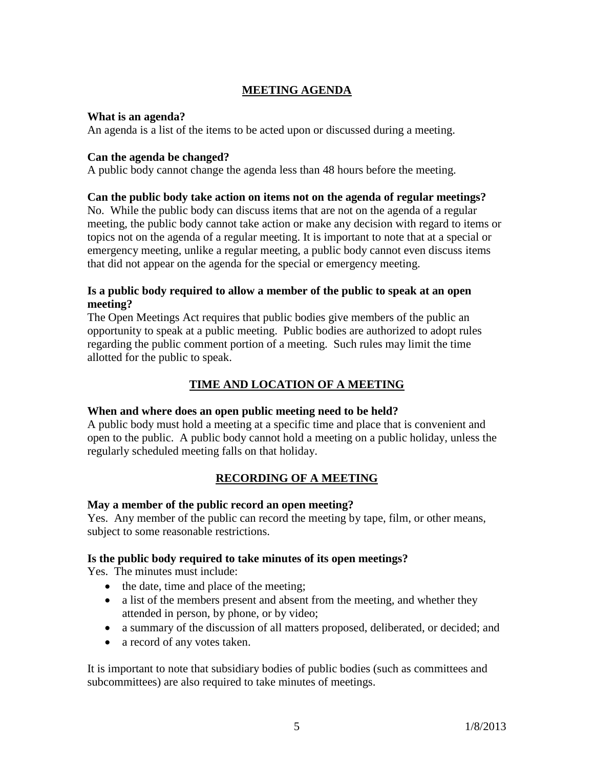## MEETING AGENDA

**What is an agenda?**
An agenda is a list of the items to be acted upon or discussed during a meeting.

**Can the agenda be changed?**
A public body cannot change the agenda less than 48 hours before the meeting.

**Can the public body take action on items not on the agenda of regular meetings?**
No. While the public body can discuss items that are not on the agenda of a regular meeting, the public body cannot take action or make any decision with regard to items or topics not on the agenda of a regular meeting. It is important to note that at a special or emergency meeting, unlike a regular meeting, a public body cannot even discuss items that did not appear on the agenda for the special or emergency meeting.

**Is a public body required to allow a member of the public to speak at an open meeting?**
The Open Meetings Act requires that public bodies give members of the public an opportunity to speak at a public meeting. Public bodies are authorized to adopt rules regarding the public comment portion of a meeting. Such rules may limit the time allotted for the public to speak.

## TIME AND LOCATION OF A MEETING

**When and where does an open public meeting need to be held?**
A public body must hold a meeting at a specific time and place that is convenient and open to the public. A public body cannot hold a meeting on a public holiday, unless the regularly scheduled meeting falls on that holiday.

## RECORDING OF A MEETING

**May a member of the public record an open meeting?**
Yes. Any member of the public can record the meeting by tape, film, or other means, subject to some reasonable restrictions.

**Is the public body required to take minutes of its open meetings?**
Yes. The minutes must include:

- the date, time and place of the meeting;
- a list of the members present and absent from the meeting, and whether they attended in person, by phone, or by video;
- a summary of the discussion of all matters proposed, deliberated, or decided; and
- a record of any votes taken.

It is important to note that subsidiary bodies of public bodies (such as committees and subcommittees) are also required to take minutes of meetings.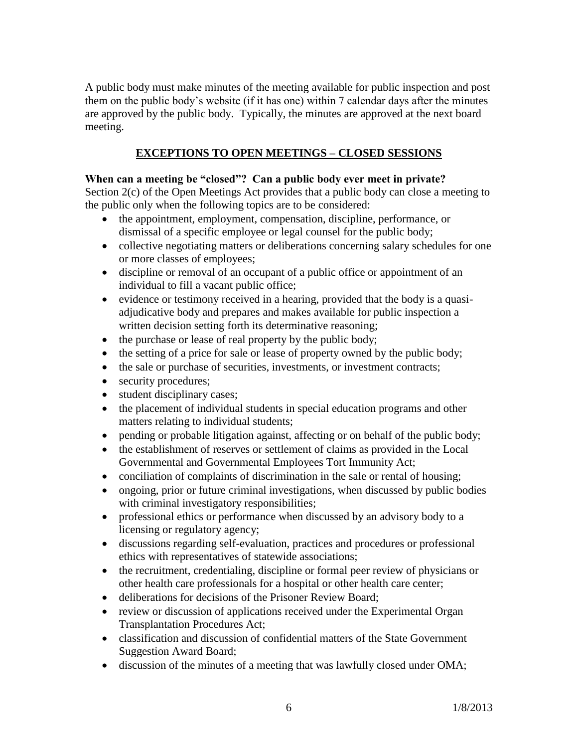A public body must make minutes of the meeting available for public inspection and post them on the public body's website (if it has one) within 7 calendar days after the minutes are approved by the public body. Typically, the minutes are approved at the next board meeting.

## EXCEPTIONS TO OPEN MEETINGS – CLOSED SESSIONS

**When can a meeting be "closed"? Can a public body ever meet in private?**

Section 2(c) of the Open Meetings Act provides that a public body can close a meeting to the public only when the following topics are to be considered:

- the appointment, employment, compensation, discipline, performance, or dismissal of a specific employee or legal counsel for the public body;
- collective negotiating matters or deliberations concerning salary schedules for one or more classes of employees;
- discipline or removal of an occupant of a public office or appointment of an individual to fill a vacant public office;
- evidence or testimony received in a hearing, provided that the body is a quasi-adjudicative body and prepares and makes available for public inspection a written decision setting forth its determinative reasoning;
- the purchase or lease of real property by the public body;
- the setting of a price for sale or lease of property owned by the public body;
- the sale or purchase of securities, investments, or investment contracts;
- security procedures;
- student disciplinary cases;
- the placement of individual students in special education programs and other matters relating to individual students;
- pending or probable litigation against, affecting or on behalf of the public body;
- the establishment of reserves or settlement of claims as provided in the Local Governmental and Governmental Employees Tort Immunity Act;
- conciliation of complaints of discrimination in the sale or rental of housing;
- ongoing, prior or future criminal investigations, when discussed by public bodies with criminal investigatory responsibilities;
- professional ethics or performance when discussed by an advisory body to a licensing or regulatory agency;
- discussions regarding self-evaluation, practices and procedures or professional ethics with representatives of statewide associations;
- the recruitment, credentialing, discipline or formal peer review of physicians or other health care professionals for a hospital or other health care center;
- deliberations for decisions of the Prisoner Review Board;
- review or discussion of applications received under the Experimental Organ Transplantation Procedures Act;
- classification and discussion of confidential matters of the State Government Suggestion Award Board;
- discussion of the minutes of a meeting that was lawfully closed under OMA;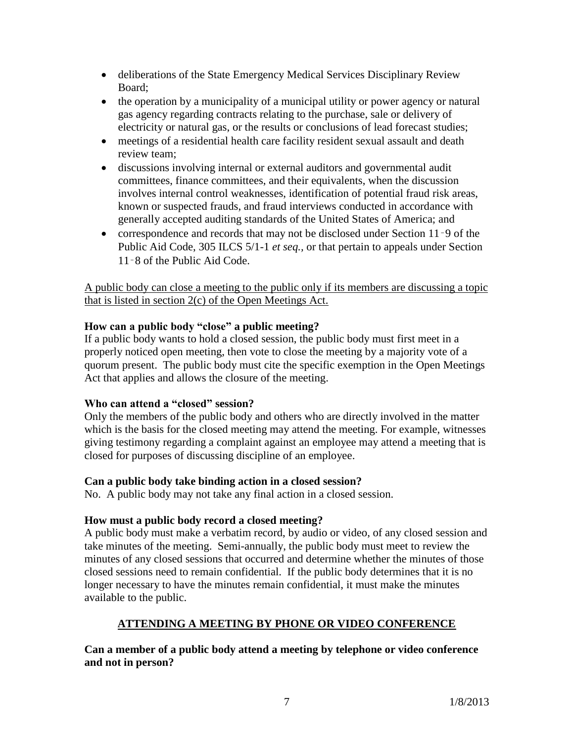- deliberations of the State Emergency Medical Services Disciplinary Review Board;
- the operation by a municipality of a municipal utility or power agency or natural gas agency regarding contracts relating to the purchase, sale or delivery of electricity or natural gas, or the results or conclusions of lead forecast studies;
- meetings of a residential health care facility resident sexual assault and death review team;
- discussions involving internal or external auditors and governmental audit committees, finance committees, and their equivalents, when the discussion involves internal control weaknesses, identification of potential fraud risk areas, known or suspected frauds, and fraud interviews conducted in accordance with generally accepted auditing standards of the United States of America; and
- correspondence and records that may not be disclosed under Section 11-9 of the Public Aid Code, 305 ILCS 5/1-1 *et seq.*, or that pertain to appeals under Section 11-8 of the Public Aid Code.

<u>A public body can close a meeting to the public only if its members are discussing a topic that is listed in section 2(c) of the Open Meetings Act.</u>

**How can a public body "close" a public meeting?**

If a public body wants to hold a closed session, the public body must first meet in a properly noticed open meeting, then vote to close the meeting by a majority vote of a quorum present. The public body must cite the specific exemption in the Open Meetings Act that applies and allows the closure of the meeting.

**Who can attend a "closed" session?**

Only the members of the public body and others who are directly involved in the matter which is the basis for the closed meeting may attend the meeting. For example, witnesses giving testimony regarding a complaint against an employee may attend a meeting that is closed for purposes of discussing discipline of an employee.

**Can a public body take binding action in a closed session?**

No. A public body may not take any final action in a closed session.

**How must a public body record a closed meeting?**

A public body must make a verbatim record, by audio or video, of any closed session and take minutes of the meeting. Semi-annually, the public body must meet to review the minutes of any closed sessions that occurred and determine whether the minutes of those closed sessions need to remain confidential. If the public body determines that it is no longer necessary to have the minutes remain confidential, it must make the minutes available to the public.

## ATTENDING A MEETING BY PHONE OR VIDEO CONFERENCE

**Can a member of a public body attend a meeting by telephone or video conference and not in person?**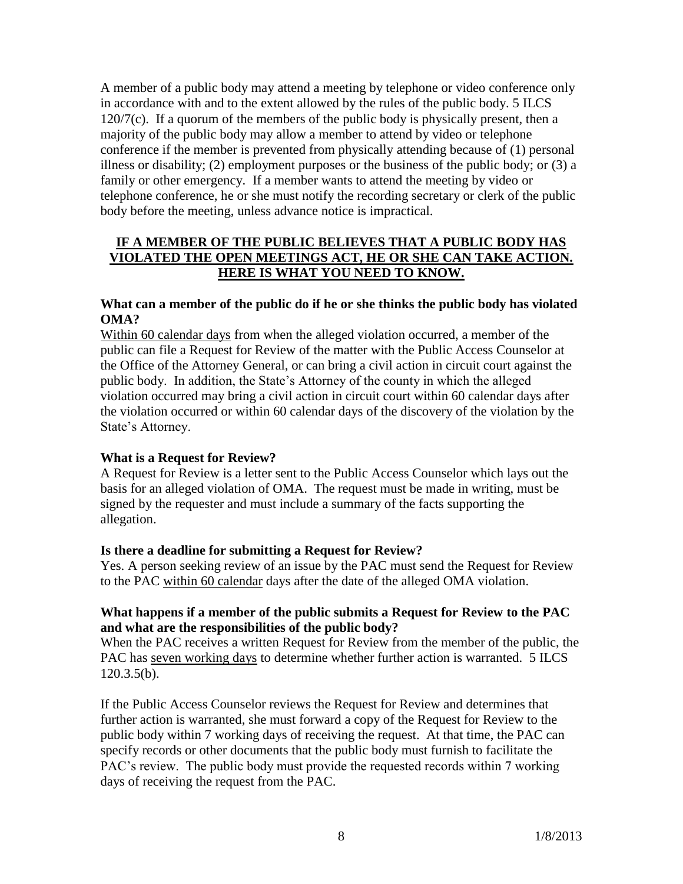A member of a public body may attend a meeting by telephone or video conference only in accordance with and to the extent allowed by the rules of the public body. 5 ILCS 120/7(c). If a quorum of the members of the public body is physically present, then a majority of the public body may allow a member to attend by video or telephone conference if the member is prevented from physically attending because of (1) personal illness or disability; (2) employment purposes or the business of the public body; or (3) a family or other emergency. If a member wants to attend the meeting by video or telephone conference, he or she must notify the recording secretary or clerk of the public body before the meeting, unless advance notice is impractical.

## IF A MEMBER OF THE PUBLIC BELIEVES THAT A PUBLIC BODY HAS VIOLATED THE OPEN MEETINGS ACT, HE OR SHE CAN TAKE ACTION. HERE IS WHAT YOU NEED TO KNOW.

**What can a member of the public do if he or she thinks the public body has violated OMA?**

Within 60 calendar days from when the alleged violation occurred, a member of the public can file a Request for Review of the matter with the Public Access Counselor at the Office of the Attorney General, or can bring a civil action in circuit court against the public body. In addition, the State's Attorney of the county in which the alleged violation occurred may bring a civil action in circuit court within 60 calendar days after the violation occurred or within 60 calendar days of the discovery of the violation by the State's Attorney.

**What is a Request for Review?**

A Request for Review is a letter sent to the Public Access Counselor which lays out the basis for an alleged violation of OMA. The request must be made in writing, must be signed by the requester and must include a summary of the facts supporting the allegation.

**Is there a deadline for submitting a Request for Review?**

Yes. A person seeking review of an issue by the PAC must send the Request for Review to the PAC within 60 calendar days after the date of the alleged OMA violation.

**What happens if a member of the public submits a Request for Review to the PAC and what are the responsibilities of the public body?**

When the PAC receives a written Request for Review from the member of the public, the PAC has seven working days to determine whether further action is warranted. 5 ILCS 120.3.5(b).

If the Public Access Counselor reviews the Request for Review and determines that further action is warranted, she must forward a copy of the Request for Review to the public body within 7 working days of receiving the request. At that time, the PAC can specify records or other documents that the public body must furnish to facilitate the PAC's review. The public body must provide the requested records within 7 working days of receiving the request from the PAC.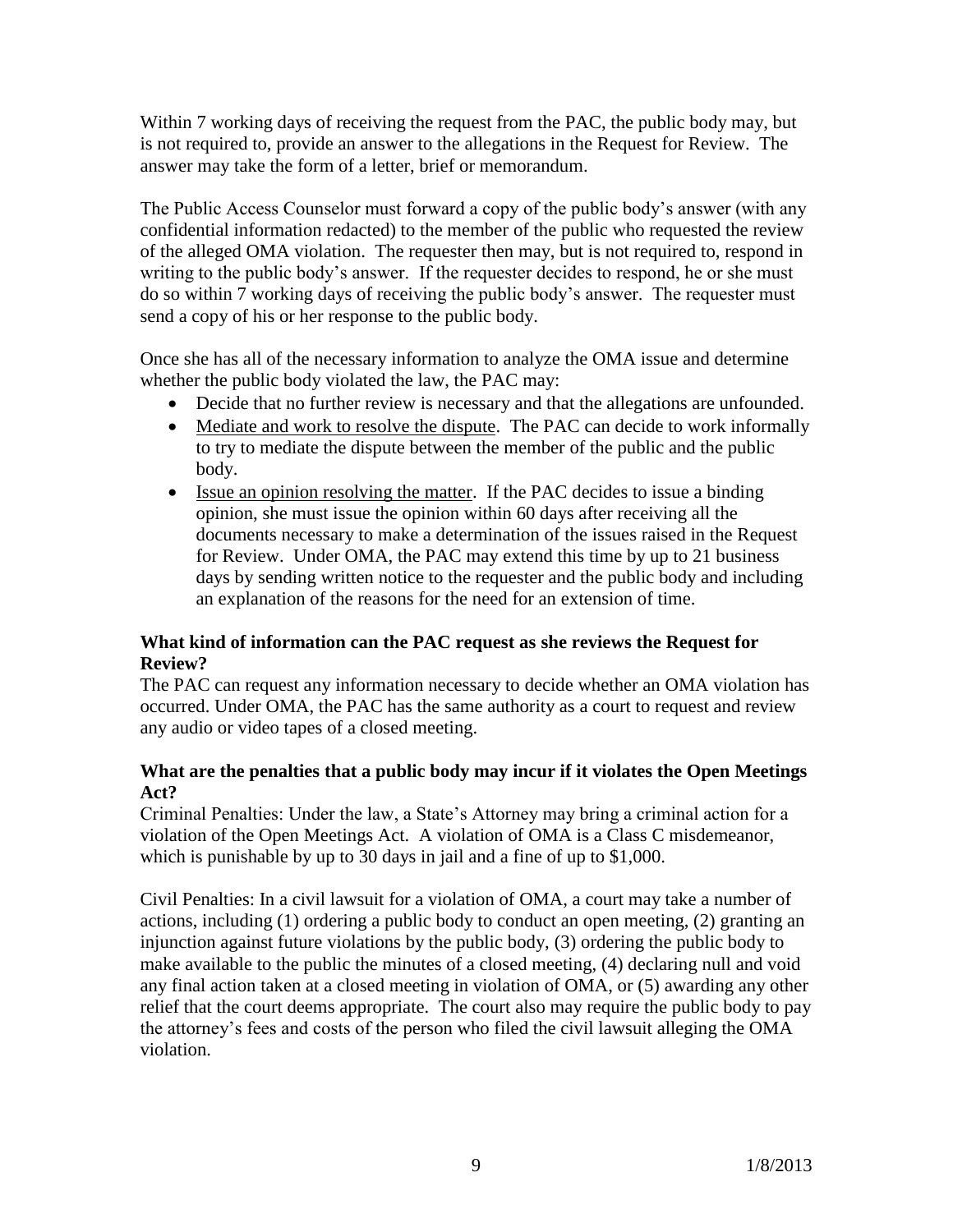Within 7 working days of receiving the request from the PAC, the public body may, but is not required to, provide an answer to the allegations in the Request for Review. The answer may take the form of a letter, brief or memorandum.

The Public Access Counselor must forward a copy of the public body's answer (with any confidential information redacted) to the member of the public who requested the review of the alleged OMA violation. The requester then may, but is not required to, respond in writing to the public body's answer. If the requester decides to respond, he or she must do so within 7 working days of receiving the public body's answer. The requester must send a copy of his or her response to the public body.

Once she has all of the necessary information to analyze the OMA issue and determine whether the public body violated the law, the PAC may:

- Decide that no further review is necessary and that the allegations are unfounded.
- Mediate and work to resolve the dispute. The PAC can decide to work informally to try to mediate the dispute between the member of the public and the public body.
- Issue an opinion resolving the matter. If the PAC decides to issue a binding opinion, she must issue the opinion within 60 days after receiving all the documents necessary to make a determination of the issues raised in the Request for Review. Under OMA, the PAC may extend this time by up to 21 business days by sending written notice to the requester and the public body and including an explanation of the reasons for the need for an extension of time.

**What kind of information can the PAC request as she reviews the Request for Review?**

The PAC can request any information necessary to decide whether an OMA violation has occurred. Under OMA, the PAC has the same authority as a court to request and review any audio or video tapes of a closed meeting.

**What are the penalties that a public body may incur if it violates the Open Meetings Act?**

Criminal Penalties: Under the law, a State's Attorney may bring a criminal action for a violation of the Open Meetings Act. A violation of OMA is a Class C misdemeanor, which is punishable by up to 30 days in jail and a fine of up to $1,000.

Civil Penalties: In a civil lawsuit for a violation of OMA, a court may take a number of actions, including (1) ordering a public body to conduct an open meeting, (2) granting an injunction against future violations by the public body, (3) ordering the public body to make available to the public the minutes of a closed meeting, (4) declaring null and void any final action taken at a closed meeting in violation of OMA, or (5) awarding any other relief that the court deems appropriate. The court also may require the public body to pay the attorney's fees and costs of the person who filed the civil lawsuit alleging the OMA violation.